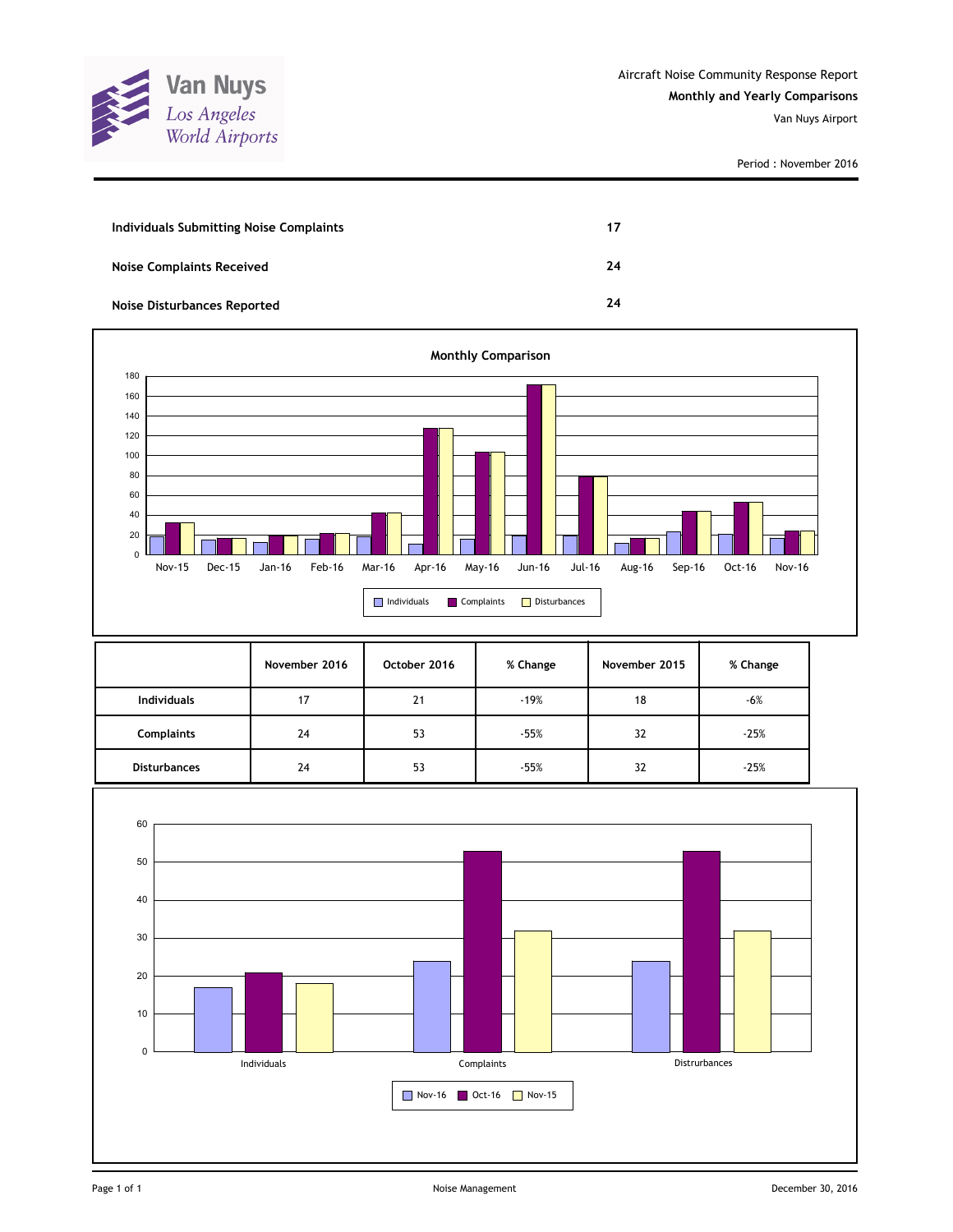Van Nuys
Los Angeles World Airports

Aircraft Noise Community Response Report
**Monthly and Yearly Comparisons**
Van Nuys Airport

Period : November 2016

| | |
|---|---|
| **Individuals Submitting Noise Complaints** | **17** |
| **Noise Complaints Received** | **24** |
| **Noise Disturbances Reported** | **24** |

**Monthly Comparison**

| | November 2016 | October 2016 | % Change | November 2015 | % Change |
|---|---|---|---|---|---|
| **Individuals** | 17 | 21 | -19% | 18 | -6% |
| **Complaints** | 24 | 53 | -55% | 32 | -25% |
| **Disturbances** | 24 | 53 | -55% | 32 | -25% |

Noise Management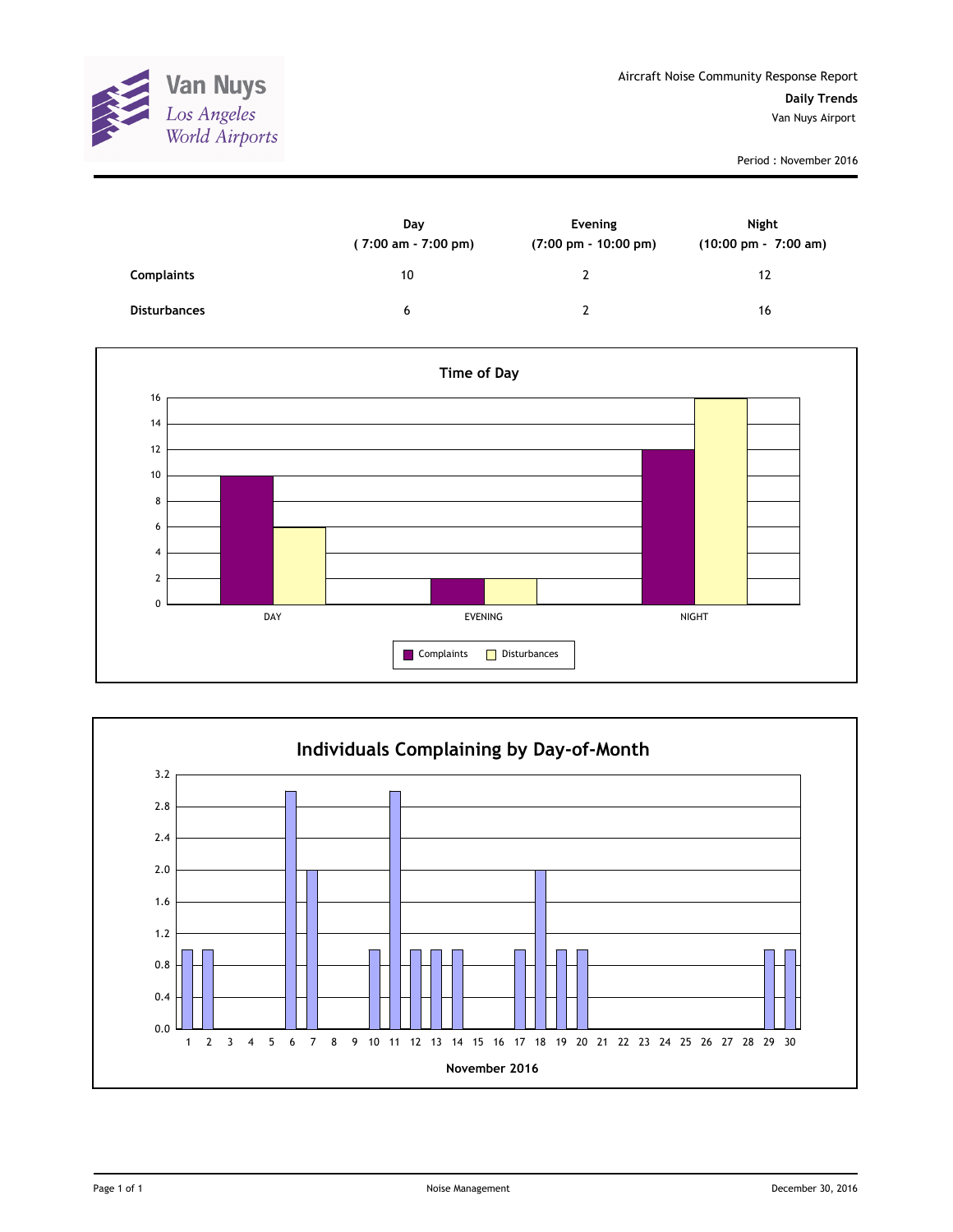Van Nuys
*Los Angeles World Airports*

Aircraft Noise Community Response Report

**Daily Trends**

Van Nuys Airport

Period : November 2016

| | Day ( 7:00 am - 7:00 pm) | Evening (7:00 pm - 10:00 pm) | Night (10:00 pm - 7:00 am) |
|---|---|---|---|
| **Complaints** | 10 | 2 | 12 |
| **Disturbances** | 6 | 2 | 16 |

**Time of Day**

| | Complaints | Disturbances |
|---|---|---|
| DAY | 10 | 6 |
| EVENING | 2 | 2 |
| NIGHT | 12 | 16 |

**Individuals Complaining by Day-of-Month**

November 2016

| Day | 1 | 2 | 3 | 4 | 5 | 6 | 7 | 8 | 9 | 10 | 11 | 12 | 13 | 14 | 15 | 16 | 17 | 18 | 19 | 20 | 21 | 22 | 23 | 24 | 25 | 26 | 27 | 28 | 29 | 30 |
|---|---|---|---|---|---|---|---|---|---|---|---|---|---|---|---|---|---|---|---|---|---|---|---|---|---|---|---|---|---|---|
| Individuals | 1 | 1 | 0 | 0 | 0 | 3 | 2 | 0 | 0 | 1 | 3 | 1 | 1 | 1 | 0 | 0 | 1 | 2 | 1 | 1 | 0 | 0 | 0 | 0 | 0 | 0 | 0 | 0 | 1 | 1 |

Noise Management

December 30, 2016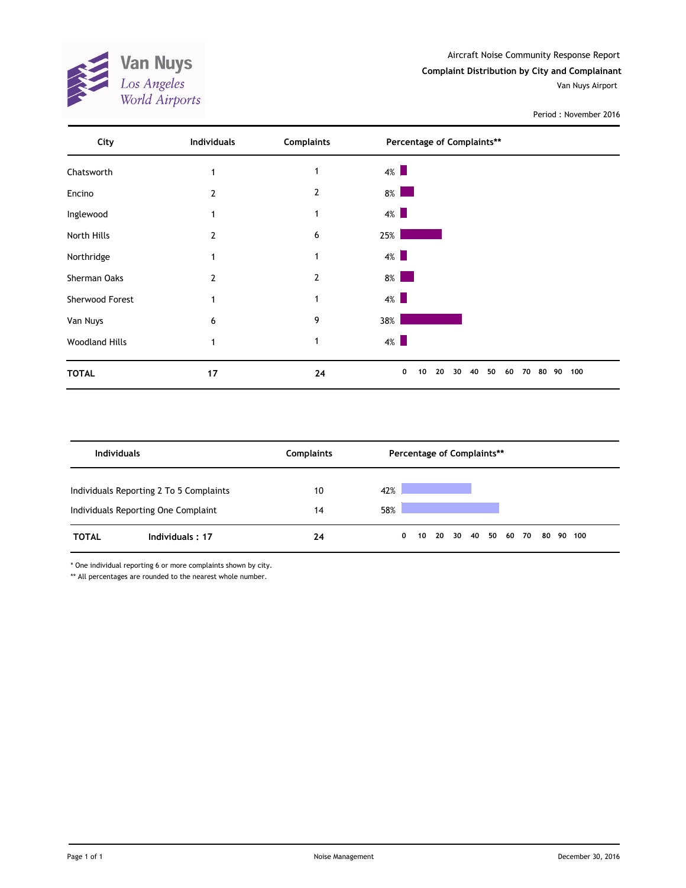Van Nuys
Los Angeles World Airports

Aircraft Noise Community Response Report

**Complaint Distribution by City and Complainant**

Van Nuys Airport

Period : November 2016

| City | Individuals | Complaints | Percentage of Complaints** |
|---|---|---|---|
| Chatsworth | 1 | 1 | 4% |
| Encino | 2 | 2 | 8% |
| Inglewood | 1 | 1 | 4% |
| North Hills | 2 | 6 | 25% |
| Northridge | 1 | 1 | 4% |
| Sherman Oaks | 2 | 2 | 8% |
| Sherwood Forest | 1 | 1 | 4% |
| Van Nuys | 6 | 9 | 38% |
| Woodland Hills | 1 | 1 | 4% |
| **TOTAL** | **17** | **24** | |

| Individuals | Complaints | Percentage of Complaints** |
|---|---|---|
| Individuals Reporting 2 To 5 Complaints | 10 | 42% |
| Individuals Reporting One Complaint | 14 | 58% |
| **TOTAL** **Individuals : 17** | **24** | |

* One individual reporting 6 or more complaints shown by city.

** All percentages are rounded to the nearest whole number.

Noise Management

December 30, 2016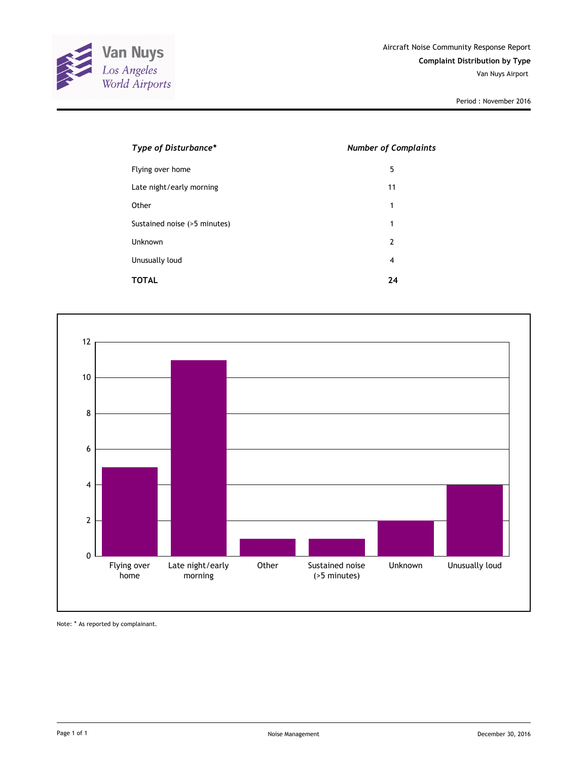Van Nuys
Los Angeles World Airports

Aircraft Noise Community Response Report

**Complaint Distribution by Type**

Van Nuys Airport

Period : November 2016

| *Type of Disturbance** | *Number of Complaints* |
|---|---|
| Flying over home | 5 |
| Late night/early morning | 11 |
| Other | 1 |
| Sustained noise (>5 minutes) | 1 |
| Unknown | 2 |
| Unusually loud | 4 |
| **TOTAL** | **24** |

Note: * As reported by complainant.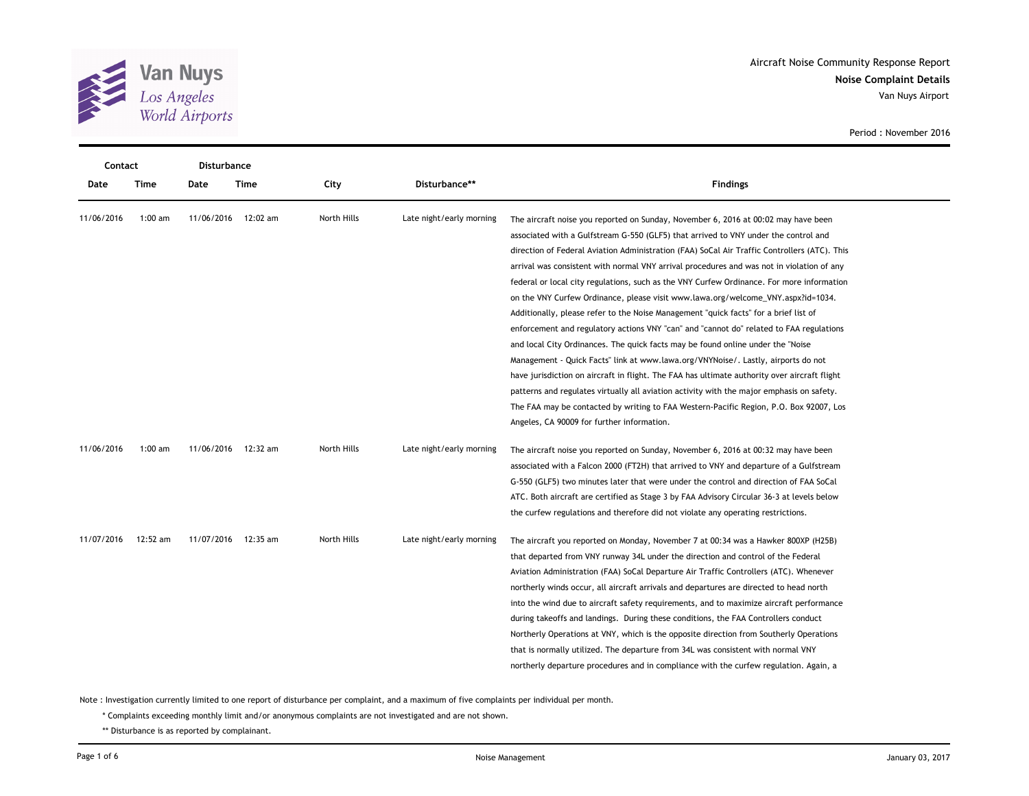Aircraft Noise Community Response Report
**Noise Complaint Details**
Van Nuys Airport

Period : November 2016

| Contact | | Disturbance | | | | |
|---|---|---|---|---|---|---|
| Date | Time | Date | Time | City | Disturbance** | Findings |
| 11/06/2016 | 1:00 am | 11/06/2016 | 12:02 am | North Hills | Late night/early morning | The aircraft noise you reported on Sunday, November 6, 2016 at 00:02 may have been associated with a Gulfstream G-550 (GLF5) that arrived to VNY under the control and direction of Federal Aviation Administration (FAA) SoCal Air Traffic Controllers (ATC). This arrival was consistent with normal VNY arrival procedures and was not in violation of any federal or local city regulations, such as the VNY Curfew Ordinance. For more information on the VNY Curfew Ordinance, please visit www.lawa.org/welcome_VNY.aspx?id=1034. Additionally, please refer to the Noise Management "quick facts" for a brief list of enforcement and regulatory actions VNY "can" and "cannot do" related to FAA regulations and local City Ordinances. The quick facts may be found online under the "Noise Management - Quick Facts" link at www.lawa.org/VNYNoise/. Lastly, airports do not have jurisdiction on aircraft in flight. The FAA has ultimate authority over aircraft flight patterns and regulates virtually all aviation activity with the major emphasis on safety. The FAA may be contacted by writing to FAA Western-Pacific Region, P.O. Box 92007, Los Angeles, CA 90009 for further information. |
| 11/06/2016 | 1:00 am | 11/06/2016 | 12:32 am | North Hills | Late night/early morning | The aircraft noise you reported on Sunday, November 6, 2016 at 00:32 may have been associated with a Falcon 2000 (FT2H) that arrived to VNY and departure of a Gulfstream G-550 (GLF5) two minutes later that were under the control and direction of FAA SoCal ATC. Both aircraft are certified as Stage 3 by FAA Advisory Circular 36-3 at levels below the curfew regulations and therefore did not violate any operating restrictions. |
| 11/07/2016 | 12:52 am | 11/07/2016 | 12:35 am | North Hills | Late night/early morning | The aircraft you reported on Monday, November 7 at 00:34 was a Hawker 800XP (H25B) that departed from VNY runway 34L under the direction and control of the Federal Aviation Administration (FAA) SoCal Departure Air Traffic Controllers (ATC). Whenever northerly winds occur, all aircraft arrivals and departures are directed to head north into the wind due to aircraft safety requirements, and to maximize aircraft performance during takeoffs and landings. During these conditions, the FAA Controllers conduct Northerly Operations at VNY, which is the opposite direction from Southerly Operations that is normally utilized. The departure from 34L was consistent with normal VNY northerly departure procedures and in compliance with the curfew regulation. Again, a |

Note : Investigation currently limited to one report of disturbance per complaint, and a maximum of five complaints per individual per month.

* Complaints exceeding monthly limit and/or anonymous complaints are not investigated and are not shown.

** Disturbance is as reported by complainant.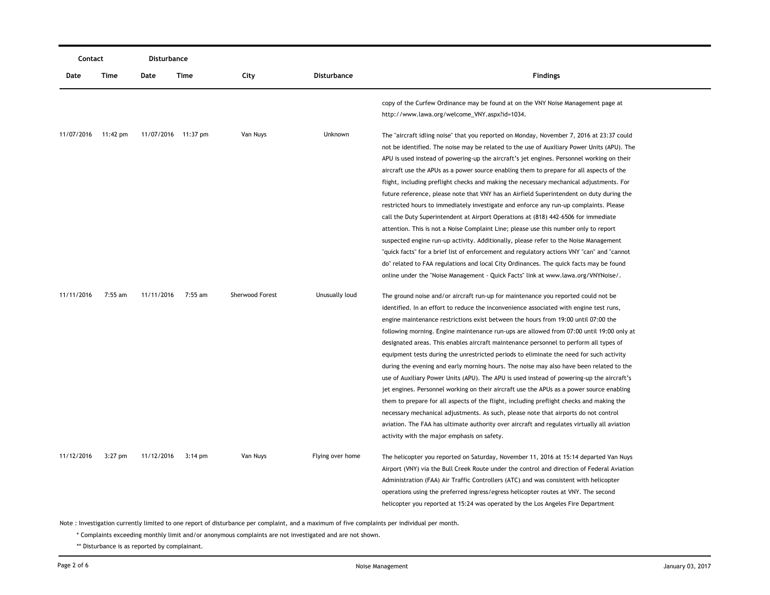| Contact | | Disturbance | | | | |
|---|---|---|---|---|---|---|
| Date | Time | Date | Time | City | Disturbance | Findings |
| | | | | | | copy of the Curfew Ordinance may be found at on the VNY Noise Management page at http://www.lawa.org/welcome_VNY.aspx?id=1034. |
| 11/07/2016 | 11:42 pm | 11/07/2016 | 11:37 pm | Van Nuys | Unknown | The "aircraft idling noise" that you reported on Monday, November 7, 2016 at 23:37 could not be identified. The noise may be related to the use of Auxiliary Power Units (APU). The APU is used instead of powering-up the aircraft's jet engines. Personnel working on their aircraft use the APUs as a power source enabling them to prepare for all aspects of the flight, including preflight checks and making the necessary mechanical adjustments. For future reference, please note that VNY has an Airfield Superintendent on duty during the restricted hours to immediately investigate and enforce any run-up complaints. Please call the Duty Superintendent at Airport Operations at (818) 442-6506 for immediate attention. This is not a Noise Complaint Line; please use this number only to report suspected engine run-up activity. Additionally, please refer to the Noise Management "quick facts" for a brief list of enforcement and regulatory actions VNY "can" and "cannot do" related to FAA regulations and local City Ordinances. The quick facts may be found online under the "Noise Management - Quick Facts" link at www.lawa.org/VNYNoise/. |
| 11/11/2016 | 7:55 am | 11/11/2016 | 7:55 am | Sherwood Forest | Unusually loud | The ground noise and/or aircraft run-up for maintenance you reported could not be identified. In an effort to reduce the inconvenience associated with engine test runs, engine maintenance restrictions exist between the hours from 19:00 until 07:00 the following morning. Engine maintenance run-ups are allowed from 07:00 until 19:00 only at designated areas. This enables aircraft maintenance personnel to perform all types of equipment tests during the unrestricted periods to eliminate the need for such activity during the evening and early morning hours. The noise may also have been related to the use of Auxiliary Power Units (APU). The APU is used instead of powering-up the aircraft's jet engines. Personnel working on their aircraft use the APUs as a power source enabling them to prepare for all aspects of the flight, including preflight checks and making the necessary mechanical adjustments. As such, please note that airports do not control aviation. The FAA has ultimate authority over aircraft and regulates virtually all aviation activity with the major emphasis on safety. |
| 11/12/2016 | 3:27 pm | 11/12/2016 | 3:14 pm | Van Nuys | Flying over home | The helicopter you reported on Saturday, November 11, 2016 at 15:14 departed Van Nuys Airport (VNY) via the Bull Creek Route under the control and direction of Federal Aviation Administration (FAA) Air Traffic Controllers (ATC) and was consistent with helicopter operations using the preferred ingress/egress helicopter routes at VNY. The second helicopter you reported at 15:24 was operated by the Los Angeles Fire Department |

Note : Investigation currently limited to one report of disturbance per complaint, and a maximum of five complaints per individual per month.

\* Complaints exceeding monthly limit and/or anonymous complaints are not investigated and are not shown.

\*\* Disturbance is as reported by complainant.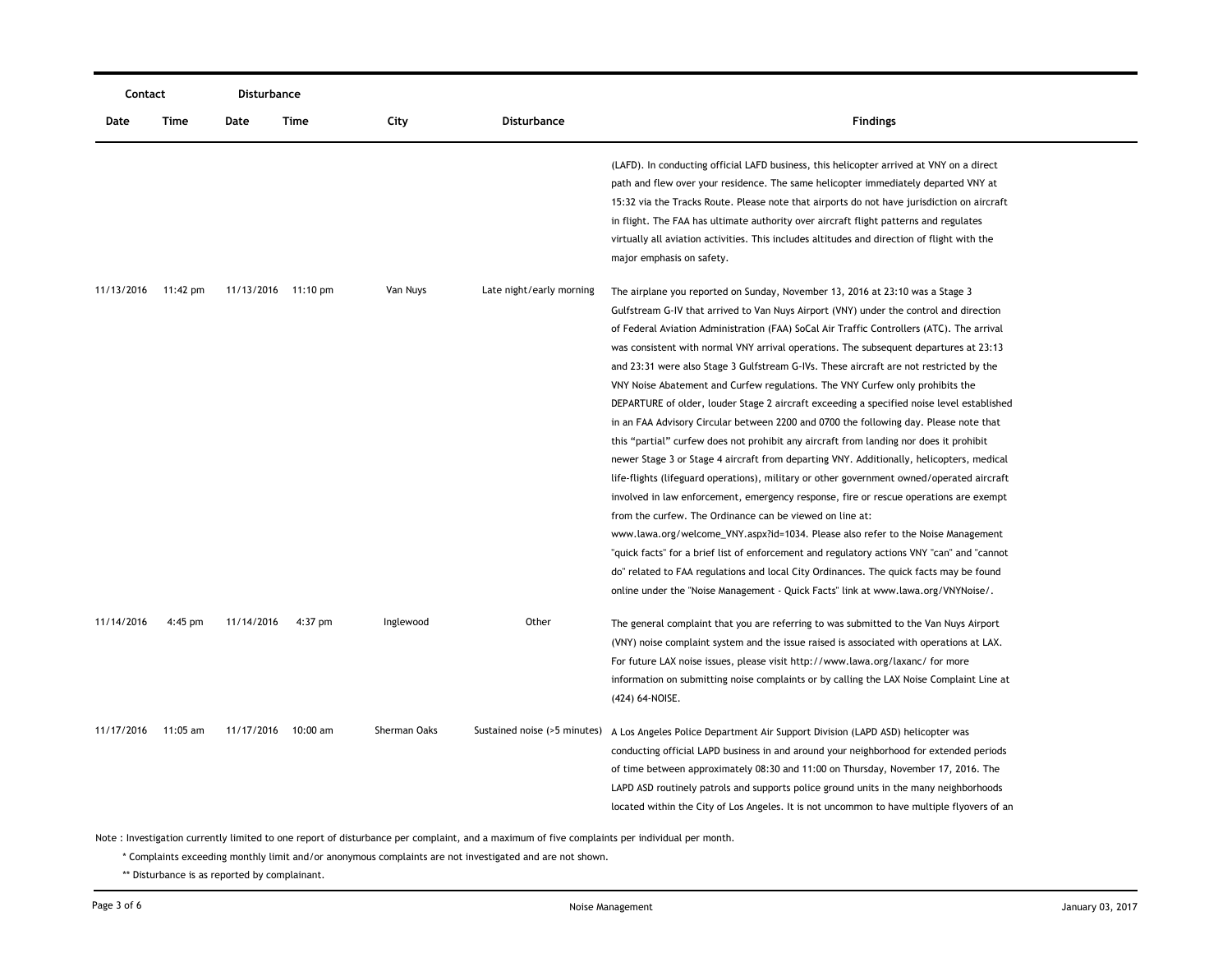| Contact | | Disturbance | | | | |
|---|---|---|---|---|---|---|
| Date | Time | Date | Time | City | Disturbance | Findings |
| | | | | | | (LAFD). In conducting official LAFD business, this helicopter arrived at VNY on a direct path and flew over your residence. The same helicopter immediately departed VNY at 15:32 via the Tracks Route. Please note that airports do not have jurisdiction on aircraft in flight. The FAA has ultimate authority over aircraft flight patterns and regulates virtually all aviation activities. This includes altitudes and direction of flight with the major emphasis on safety. |
| 11/13/2016 | 11:42 pm | 11/13/2016 | 11:10 pm | Van Nuys | Late night/early morning | The airplane you reported on Sunday, November 13, 2016 at 23:10 was a Stage 3 Gulfstream G-IV that arrived to Van Nuys Airport (VNY) under the control and direction of Federal Aviation Administration (FAA) SoCal Air Traffic Controllers (ATC). The arrival was consistent with normal VNY arrival operations. The subsequent departures at 23:13 and 23:31 were also Stage 3 Gulfstream G-IVs. These aircraft are not restricted by the VNY Noise Abatement and Curfew regulations. The VNY Curfew only prohibits the DEPARTURE of older, louder Stage 2 aircraft exceeding a specified noise level established in an FAA Advisory Circular between 2200 and 0700 the following day. Please note that this "partial" curfew does not prohibit any aircraft from landing nor does it prohibit newer Stage 3 or Stage 4 aircraft from departing VNY. Additionally, helicopters, medical life-flights (lifeguard operations), military or other government owned/operated aircraft involved in law enforcement, emergency response, fire or rescue operations are exempt from the curfew. The Ordinance can be viewed on line at: www.lawa.org/welcome_VNY.aspx?id=1034. Please also refer to the Noise Management "quick facts" for a brief list of enforcement and regulatory actions VNY "can" and "cannot do" related to FAA regulations and local City Ordinances. The quick facts may be found online under the "Noise Management - Quick Facts" link at www.lawa.org/VNYNoise/. |
| 11/14/2016 | 4:45 pm | 11/14/2016 | 4:37 pm | Inglewood | Other | The general complaint that you are referring to was submitted to the Van Nuys Airport (VNY) noise complaint system and the issue raised is associated with operations at LAX. For future LAX noise issues, please visit http://www.lawa.org/laxanc/ for more information on submitting noise complaints or by calling the LAX Noise Complaint Line at (424) 64-NOISE. |
| 11/17/2016 | 11:05 am | 11/17/2016 | 10:00 am | Sherman Oaks | Sustained noise (>5 minutes) | A Los Angeles Police Department Air Support Division (LAPD ASD) helicopter was conducting official LAPD business in and around your neighborhood for extended periods of time between approximately 08:30 and 11:00 on Thursday, November 17, 2016. The LAPD ASD routinely patrols and supports police ground units in the many neighborhoods located within the City of Los Angeles. It is not uncommon to have multiple flyovers of an |

Note : Investigation currently limited to one report of disturbance per complaint, and a maximum of five complaints per individual per month.

\* Complaints exceeding monthly limit and/or anonymous complaints are not investigated and are not shown.

\*\* Disturbance is as reported by complainant.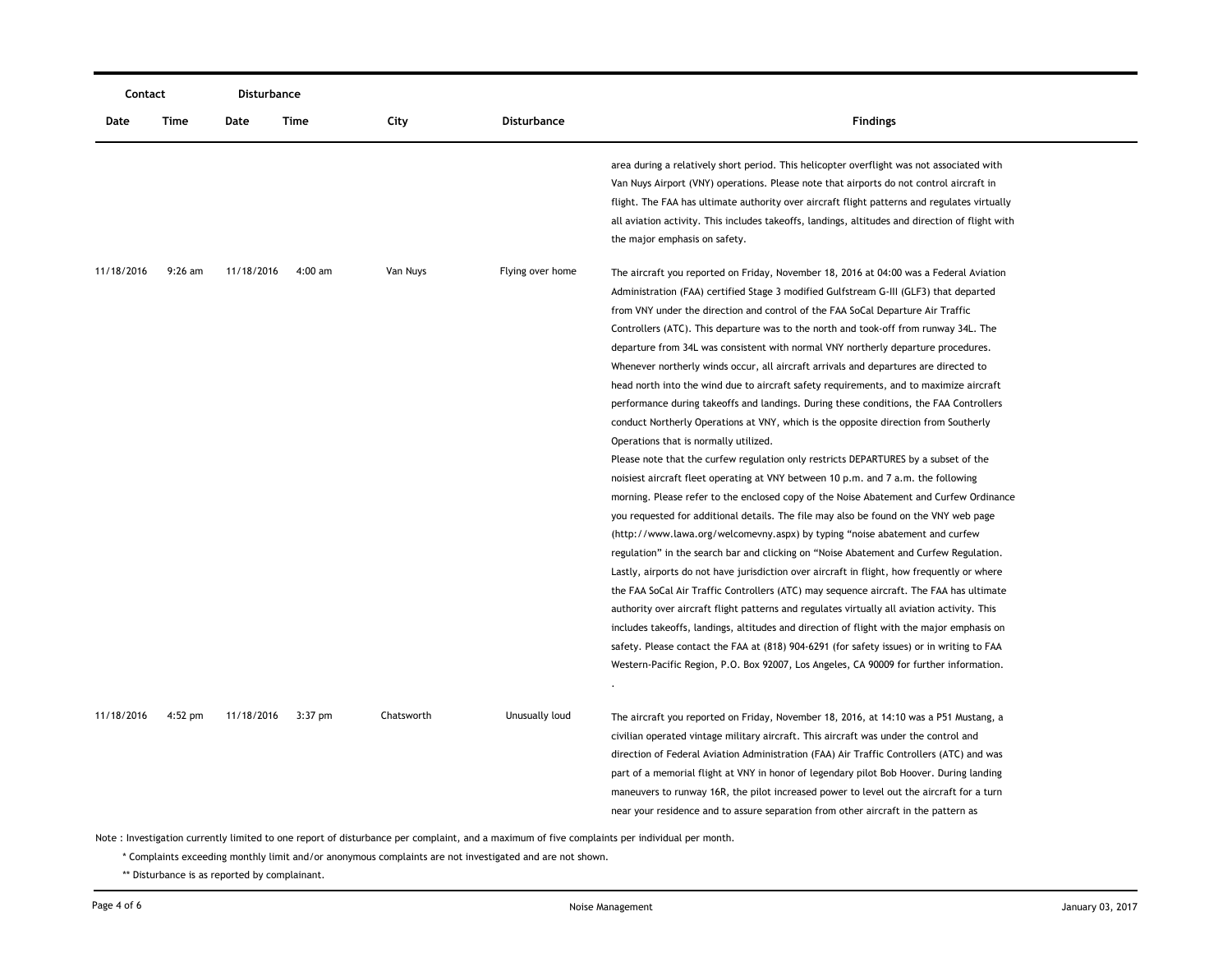| Contact | | Disturbance | | | | |
|---|---|---|---|---|---|---|
| Date | Time | Date | Time | City | Disturbance | Findings |
| | | | | | | area during a relatively short period. This helicopter overflight was not associated with Van Nuys Airport (VNY) operations. Please note that airports do not control aircraft in flight. The FAA has ultimate authority over aircraft flight patterns and regulates virtually all aviation activity. This includes takeoffs, landings, altitudes and direction of flight with the major emphasis on safety. |
| 11/18/2016 | 9:26 am | 11/18/2016 | 4:00 am | Van Nuys | Flying over home | The aircraft you reported on Friday, November 18, 2016 at 04:00 was a Federal Aviation Administration (FAA) certified Stage 3 modified Gulfstream G-III (GLF3) that departed from VNY under the direction and control of the FAA SoCal Departure Air Traffic Controllers (ATC). This departure was to the north and took-off from runway 34L. The departure from 34L was consistent with normal VNY northerly departure procedures. Whenever northerly winds occur, all aircraft arrivals and departures are directed to head north into the wind due to aircraft safety requirements, and to maximize aircraft performance during takeoffs and landings. During these conditions, the FAA Controllers conduct Northerly Operations at VNY, which is the opposite direction from Southerly Operations that is normally utilized.<br>Please note that the curfew regulation only restricts DEPARTURES by a subset of the noisiest aircraft fleet operating at VNY between 10 p.m. and 7 a.m. the following morning. Please refer to the enclosed copy of the Noise Abatement and Curfew Ordinance you requested for additional details. The file may also be found on the VNY web page (http://www.lawa.org/welcomevny.aspx) by typing "noise abatement and curfew regulation" in the search bar and clicking on "Noise Abatement and Curfew Regulation. Lastly, airports do not have jurisdiction over aircraft in flight, how frequently or where the FAA SoCal Air Traffic Controllers (ATC) may sequence aircraft. The FAA has ultimate authority over aircraft flight patterns and regulates virtually all aviation activity. This includes takeoffs, landings, altitudes and direction of flight with the major emphasis on safety. Please contact the FAA at (818) 904-6291 (for safety issues) or in writing to FAA Western-Pacific Region, P.O. Box 92007, Los Angeles, CA 90009 for further information.<br>. |
| 11/18/2016 | 4:52 pm | 11/18/2016 | 3:37 pm | Chatsworth | Unusually loud | The aircraft you reported on Friday, November 18, 2016, at 14:10 was a P51 Mustang, a civilian operated vintage military aircraft. This aircraft was under the control and direction of Federal Aviation Administration (FAA) Air Traffic Controllers (ATC) and was part of a memorial flight at VNY in honor of legendary pilot Bob Hoover. During landing maneuvers to runway 16R, the pilot increased power to level out the aircraft for a turn near your residence and to assure separation from other aircraft in the pattern as |

Note : Investigation currently limited to one report of disturbance per complaint, and a maximum of five complaints per individual per month.

\* Complaints exceeding monthly limit and/or anonymous complaints are not investigated and are not shown.

\*\* Disturbance is as reported by complainant.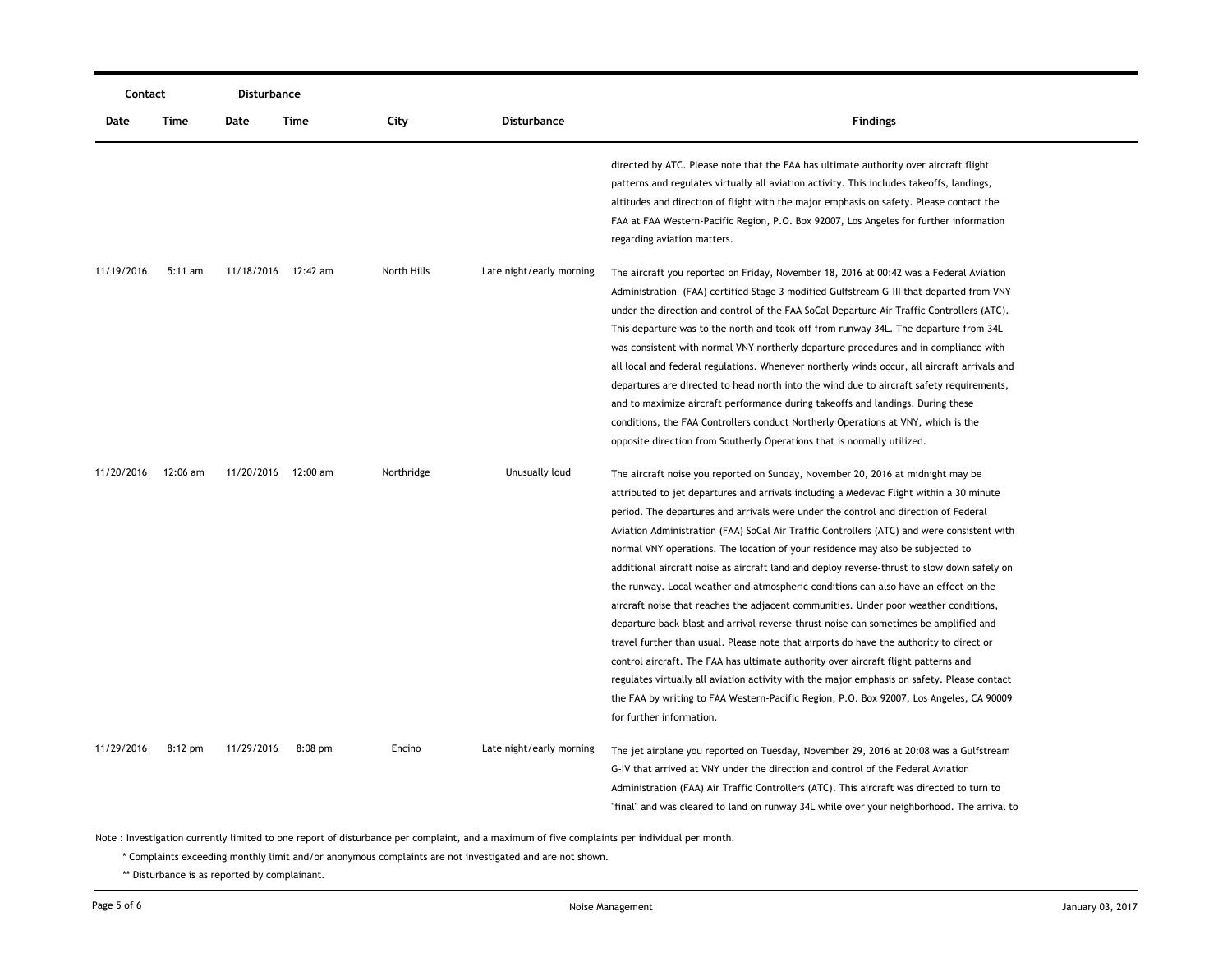| Contact | | Disturbance | | | | |
|---|---|---|---|---|---|---|
| Date | Time | Date | Time | City | Disturbance | Findings |
| | | | | | | directed by ATC. Please note that the FAA has ultimate authority over aircraft flight patterns and regulates virtually all aviation activity. This includes takeoffs, landings, altitudes and direction of flight with the major emphasis on safety. Please contact the FAA at FAA Western-Pacific Region, P.O. Box 92007, Los Angeles for further information regarding aviation matters. |
| 11/19/2016 | 5:11 am | 11/18/2016 | 12:42 am | North Hills | Late night/early morning | The aircraft you reported on Friday, November 18, 2016 at 00:42 was a Federal Aviation Administration (FAA) certified Stage 3 modified Gulfstream G-III that departed from VNY under the direction and control of the FAA SoCal Departure Air Traffic Controllers (ATC). This departure was to the north and took-off from runway 34L. The departure from 34L was consistent with normal VNY northerly departure procedures and in compliance with all local and federal regulations. Whenever northerly winds occur, all aircraft arrivals and departures are directed to head north into the wind due to aircraft safety requirements, and to maximize aircraft performance during takeoffs and landings. During these conditions, the FAA Controllers conduct Northerly Operations at VNY, which is the opposite direction from Southerly Operations that is normally utilized. |
| 11/20/2016 | 12:06 am | 11/20/2016 | 12:00 am | Northridge | Unusually loud | The aircraft noise you reported on Sunday, November 20, 2016 at midnight may be attributed to jet departures and arrivals including a Medevac Flight within a 30 minute period. The departures and arrivals were under the control and direction of Federal Aviation Administration (FAA) SoCal Air Traffic Controllers (ATC) and were consistent with normal VNY operations. The location of your residence may also be subjected to additional aircraft noise as aircraft land and deploy reverse-thrust to slow down safely on the runway. Local weather and atmospheric conditions can also have an effect on the aircraft noise that reaches the adjacent communities. Under poor weather conditions, departure back-blast and arrival reverse-thrust noise can sometimes be amplified and travel further than usual. Please note that airports do have the authority to direct or control aircraft. The FAA has ultimate authority over aircraft flight patterns and regulates virtually all aviation activity with the major emphasis on safety. Please contact the FAA by writing to FAA Western-Pacific Region, P.O. Box 92007, Los Angeles, CA 90009 for further information. |
| 11/29/2016 | 8:12 pm | 11/29/2016 | 8:08 pm | Encino | Late night/early morning | The jet airplane you reported on Tuesday, November 29, 2016 at 20:08 was a Gulfstream G-IV that arrived at VNY under the direction and control of the Federal Aviation Administration (FAA) Air Traffic Controllers (ATC). This aircraft was directed to turn to "final" and was cleared to land on runway 34L while over your neighborhood. The arrival to |

Note : Investigation currently limited to one report of disturbance per complaint, and a maximum of five complaints per individual per month.

\* Complaints exceeding monthly limit and/or anonymous complaints are not investigated and are not shown.

\*\* Disturbance is as reported by complainant.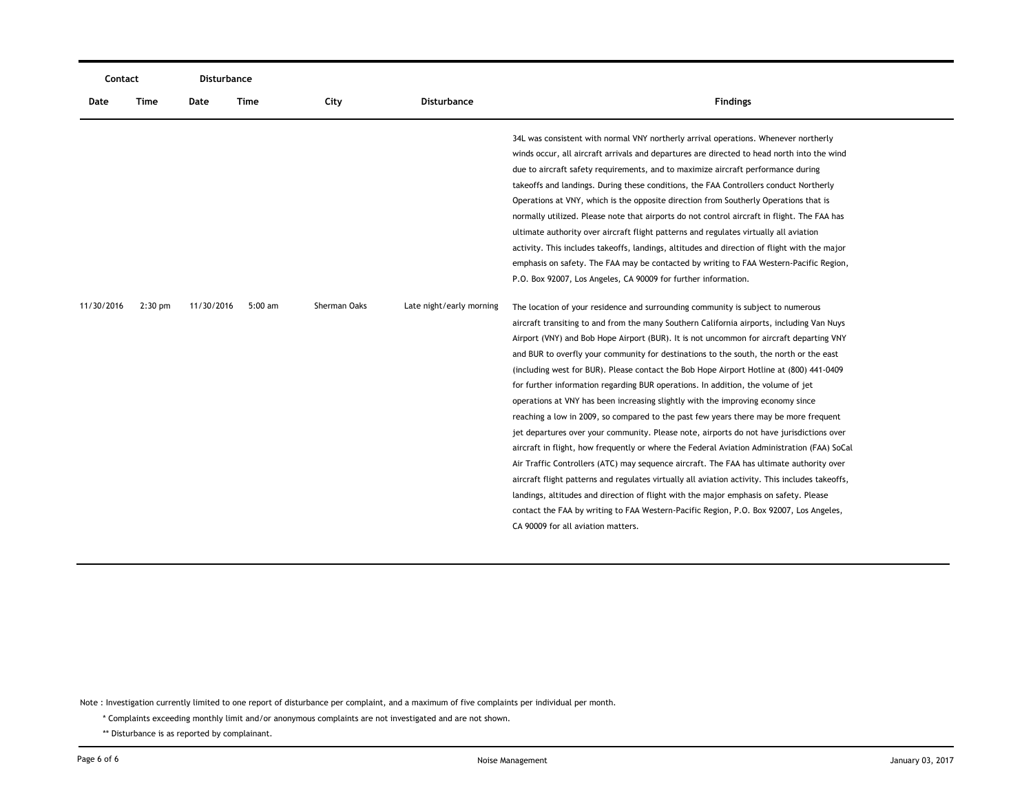| Contact | | Disturbance | | | | |
| --- | --- | --- | --- | --- | --- | --- |
| Date | Time | Date | Time | City | Disturbance | Findings |
| | | | | | | 34L was consistent with normal VNY northerly arrival operations. Whenever northerly winds occur, all aircraft arrivals and departures are directed to head north into the wind due to aircraft safety requirements, and to maximize aircraft performance during takeoffs and landings. During these conditions, the FAA Controllers conduct Northerly Operations at VNY, which is the opposite direction from Southerly Operations that is normally utilized. Please note that airports do not control aircraft in flight. The FAA has ultimate authority over aircraft flight patterns and regulates virtually all aviation activity. This includes takeoffs, landings, altitudes and direction of flight with the major emphasis on safety. The FAA may be contacted by writing to FAA Western-Pacific Region, P.O. Box 92007, Los Angeles, CA 90009 for further information. |
| 11/30/2016 | 2:30 pm | 11/30/2016 | 5:00 am | Sherman Oaks | Late night/early morning | The location of your residence and surrounding community is subject to numerous aircraft transiting to and from the many Southern California airports, including Van Nuys Airport (VNY) and Bob Hope Airport (BUR). It is not uncommon for aircraft departing VNY and BUR to overfly your community for destinations to the south, the north or the east (including west for BUR). Please contact the Bob Hope Airport Hotline at (800) 441-0409 for further information regarding BUR operations. In addition, the volume of jet operations at VNY has been increasing slightly with the improving economy since reaching a low in 2009, so compared to the past few years there may be more frequent jet departures over your community. Please note, airports do not have jurisdictions over aircraft in flight, how frequently or where the Federal Aviation Administration (FAA) SoCal Air Traffic Controllers (ATC) may sequence aircraft. The FAA has ultimate authority over aircraft flight patterns and regulates virtually all aviation activity. This includes takeoffs, landings, altitudes and direction of flight with the major emphasis on safety. Please contact the FAA by writing to FAA Western-Pacific Region, P.O. Box 92007, Los Angeles, CA 90009 for all aviation matters. |

Note : Investigation currently limited to one report of disturbance per complaint, and a maximum of five complaints per individual per month.

\* Complaints exceeding monthly limit and/or anonymous complaints are not investigated and are not shown.

\*\* Disturbance is as reported by complainant.